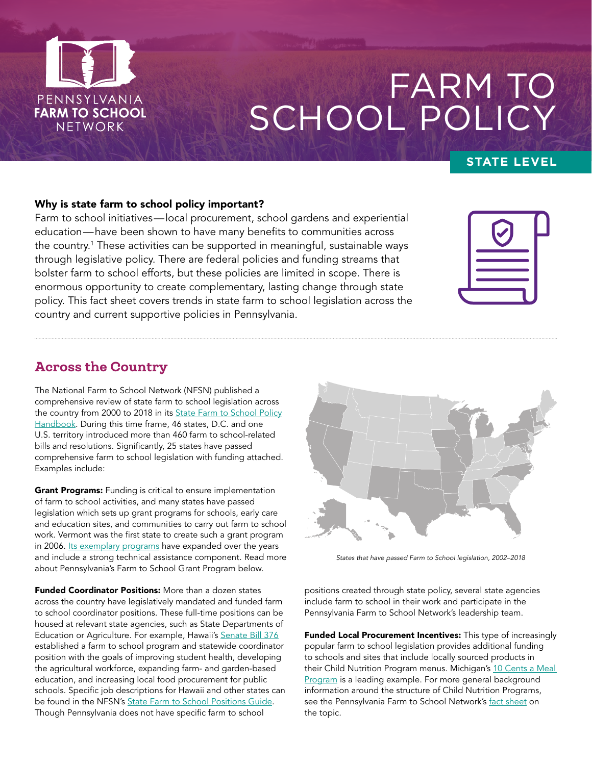PENNSYLVANIA FARM TO SCHOOL NETWORK

# FARM TO SCHOOL POLICY

**STATE LEVEL**

### Why is state farm to school policy important?

Farm to school initiatives—local procurement, school gardens and experiential education—have been shown to have many benefits to communities across the country.[1] These activities can be supported in meaningful, sustainable ways through legislative policy. There are federal policies and funding streams that bolster farm to school efforts, but these policies are limited in scope. There is enormous opportunity to create complementary, lasting change through state policy. This fact sheet covers trends in state farm to school legislation across the country and current supportive policies in Pennsylvania.

## Across the Country

The National Farm to School Network (NFSN) published a comprehensive review of state farm to school legislation across the country from 2000 to 2018 in its State Farm to School Policy Handbook. During this time frame, 46 states, D.C. and one U.S. territory introduced more than 460 farm to school-related bills and resolutions. Significantly, 25 states have passed comprehensive farm to school legislation with funding attached. Examples include:

**Grant Programs:** Funding is critical to ensure implementation of farm to school activities, and many states have passed legislation which sets up grant programs for schools, early care and education sites, and communities to carry out farm to school work. Vermont was the first state to create such a grant program in 2006. Its exemplary programs have expanded over the years and include a strong technical assistance component. Read more about Pennsylvania's Farm to School Grant Program below.

**Funded Coordinator Positions:** More than a dozen states across the country have legislatively mandated and funded farm to school coordinator positions. These full-time positions can be housed at relevant state agencies, such as State Departments of Education or Agriculture. For example, Hawaii's Senate Bill 376 established a farm to school program and statewide coordinator position with the goals of improving student health, developing the agricultural workforce, expanding farm- and garden-based education, and increasing local food procurement for public schools. Specific job descriptions for Hawaii and other states can be found in the NFSN's State Farm to School Positions Guide. Though Pennsylvania does not have specific farm to school positions created through state policy, several state agencies include farm to school in their work and participate in the Pennsylvania Farm to School Network's leadership team.

*States that have passed Farm to School legislation, 2002–2018*

**Funded Local Procurement Incentives:** This type of increasingly popular farm to school legislation provides additional funding to schools and sites that include locally sourced products in their Child Nutrition Program menus. Michigan's 10 Cents a Meal Program is a leading example. For more general background information around the structure of Child Nutrition Programs, see the Pennsylvania Farm to School Network's fact sheet on the topic.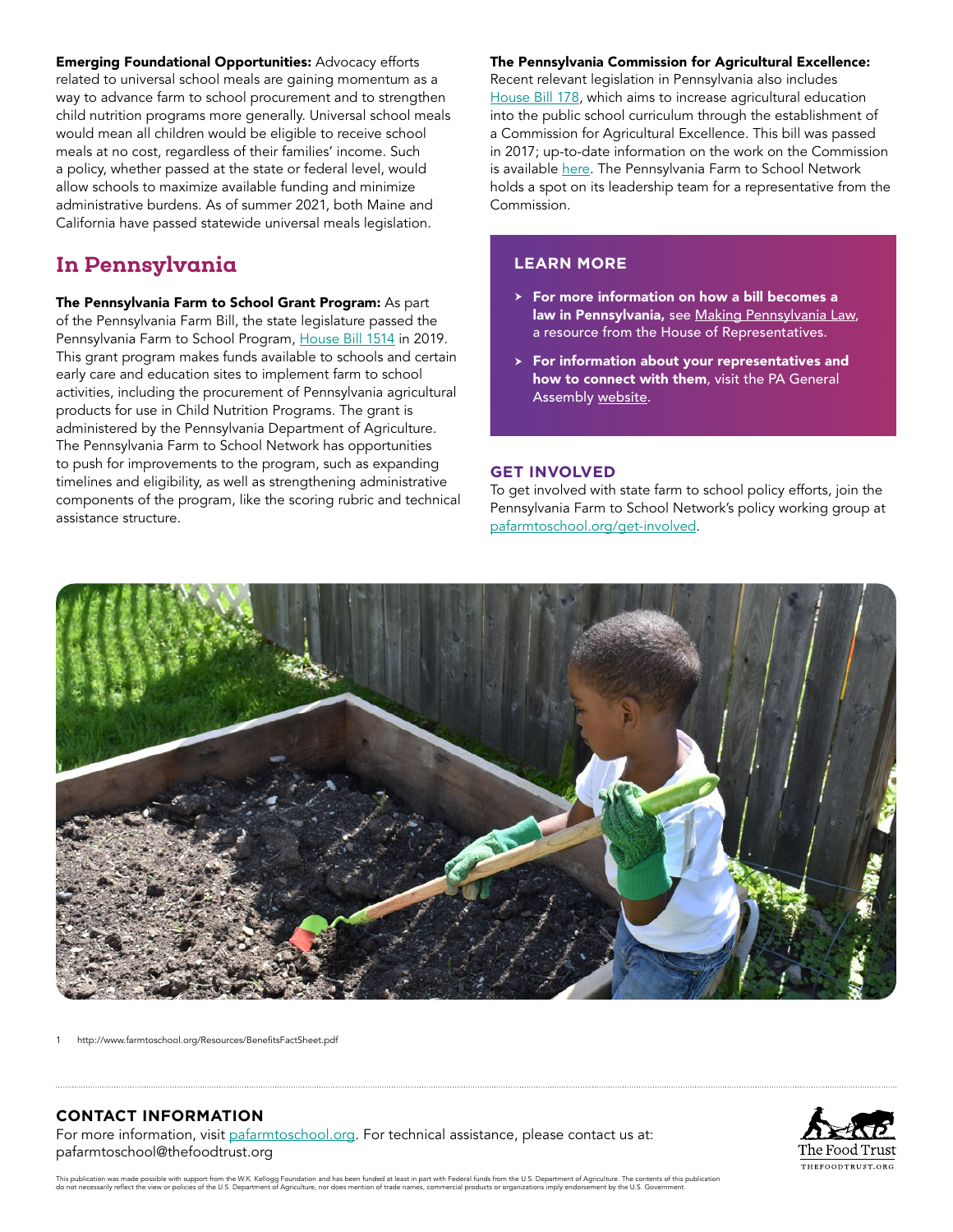**Emerging Foundational Opportunities:** Advocacy efforts related to universal school meals are gaining momentum as a way to advance farm to school procurement and to strengthen child nutrition programs more generally. Universal school meals would mean all children would be eligible to receive school meals at no cost, regardless of their families' income. Such a policy, whether passed at the state or federal level, would allow schools to maximize available funding and minimize administrative burdens. As of summer 2021, both Maine and California have passed statewide universal meals legislation.

## In Pennsylvania

**The Pennsylvania Farm to School Grant Program:** As part of the Pennsylvania Farm Bill, the state legislature passed the Pennsylvania Farm to School Program, House Bill 1514 in 2019. This grant program makes funds available to schools and certain early care and education sites to implement farm to school activities, including the procurement of Pennsylvania agricultural products for use in Child Nutrition Programs. The grant is administered by the Pennsylvania Department of Agriculture. The Pennsylvania Farm to School Network has opportunities to push for improvements to the program, such as expanding timelines and eligibility, as well as strengthening administrative components of the program, like the scoring rubric and technical assistance structure.

**The Pennsylvania Commission for Agricultural Excellence:** Recent relevant legislation in Pennsylvania also includes House Bill 178, which aims to increase agricultural education into the public school curriculum through the establishment of a Commission for Agricultural Excellence. This bill was passed in 2017; up-to-date information on the work on the Commission is available here. The Pennsylvania Farm to School Network holds a spot on its leadership team for a representative from the Commission.

### LEARN MORE

- **For more information on how a bill becomes a law in Pennsylvania,** see Making Pennsylvania Law, a resource from the House of Representatives.
- **For information about your representatives and how to connect with them**, visit the PA General Assembly website.

### GET INVOLVED

To get involved with state farm to school policy efforts, join the Pennsylvania Farm to School Network's policy working group at pafarmtoschool.org/get-involved.

1 http://www.farmtoschool.org/Resources/BenefitsFactSheet.pdf

### CONTACT INFORMATION

For more information, visit pafarmtoschool.org. For technical assistance, please contact us at: pafarmtoschool@thefoodtrust.org

The Food Trust
THEFOODTRUST.ORG

This publication was made possible with support from the W.K. Kellogg Foundation and has been funded at least in part with Federal funds from the U.S. Department of Agriculture. The contents of this publication do not necessarily reflect the view or policies of the U.S. Department of Agriculture, nor does mention of trade names, commercial products or organizations imply endorsement by the U.S. Government.